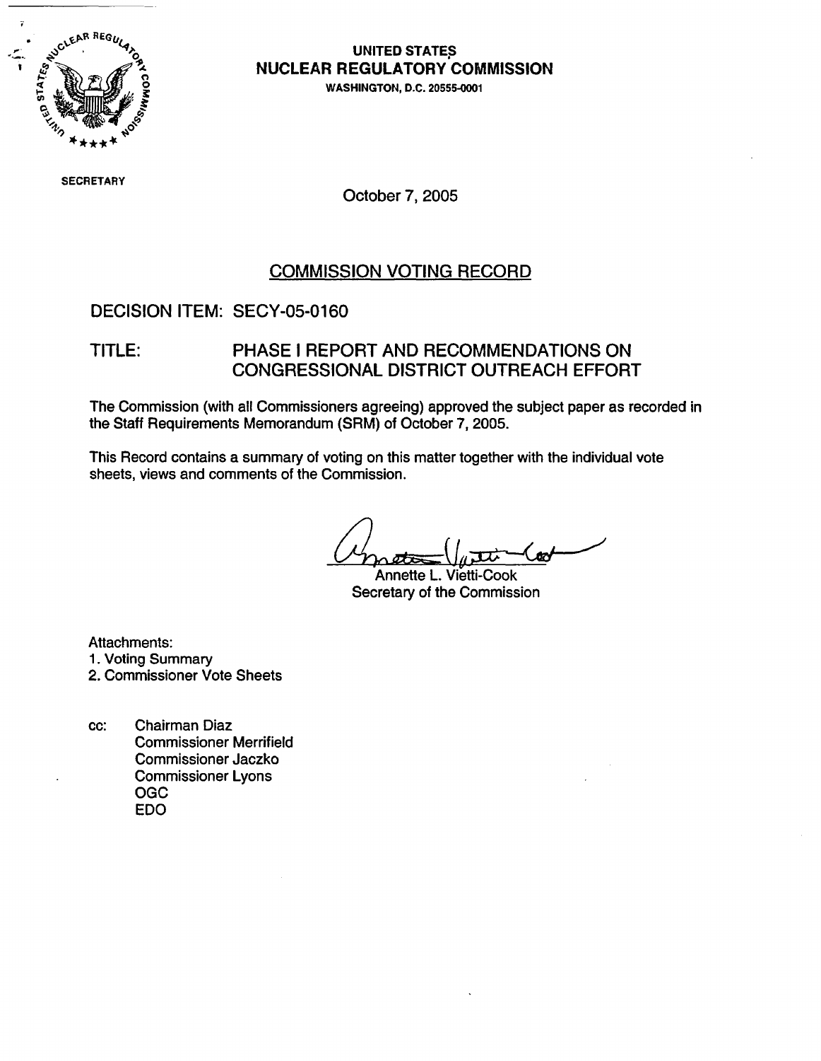UNITED STATES
NUCLEAR REGULATORY COMMISSION
WASHINGTON, D.C. 20555-0001

SECRETARY

October 7, 2005

# COMMISSION VOTING RECORD

DECISION ITEM: SECY-05-0160

TITLE: PHASE I REPORT AND RECOMMENDATIONS ON CONGRESSIONAL DISTRICT OUTREACH EFFORT

The Commission (with all Commissioners agreeing) approved the subject paper as recorded in the Staff Requirements Memorandum (SRM) of October 7, 2005.

This Record contains a summary of voting on this matter together with the individual vote sheets, views and comments of the Commission.

Annette L. Vietti-Cook
Secretary of the Commission

Attachments:
1. Voting Summary
2. Commissioner Vote Sheets

cc: Chairman Diaz
Commissioner Merrifield
Commissioner Jaczko
Commissioner Lyons
OGC
EDO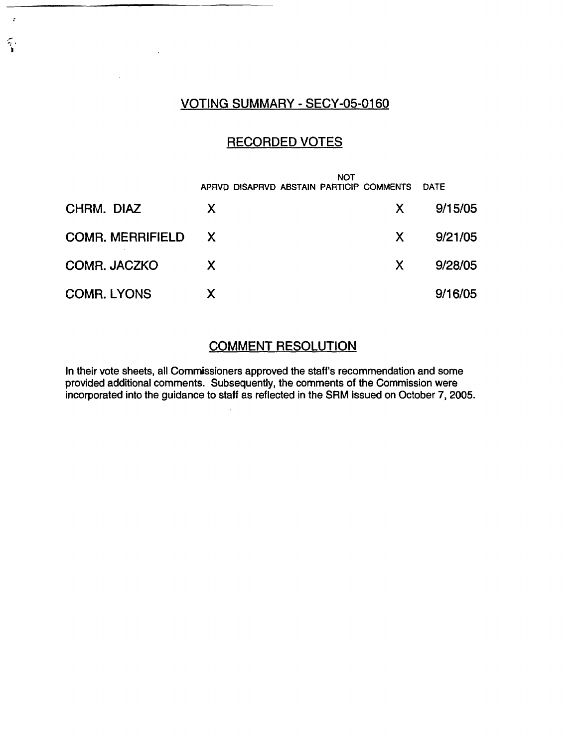## VOTING SUMMARY - SECY-05-0160

## RECORDED VOTES

| | APRVD | DISAPRVD | ABSTAIN | NOT PARTICIP | COMMENTS | DATE |
|---|---|---|---|---|---|---|
| CHRM. DIAZ | X | | | | X | 9/15/05 |
| COMR. MERRIFIELD | X | | | | X | 9/21/05 |
| COMR. JACZKO | X | | | | X | 9/28/05 |
| COMR. LYONS | X | | | | | 9/16/05 |

## COMMENT RESOLUTION

In their vote sheets, all Commissioners approved the staff's recommendation and some provided additional comments. Subsequently, the comments of the Commission were incorporated into the guidance to staff as reflected in the SRM issued on October 7, 2005.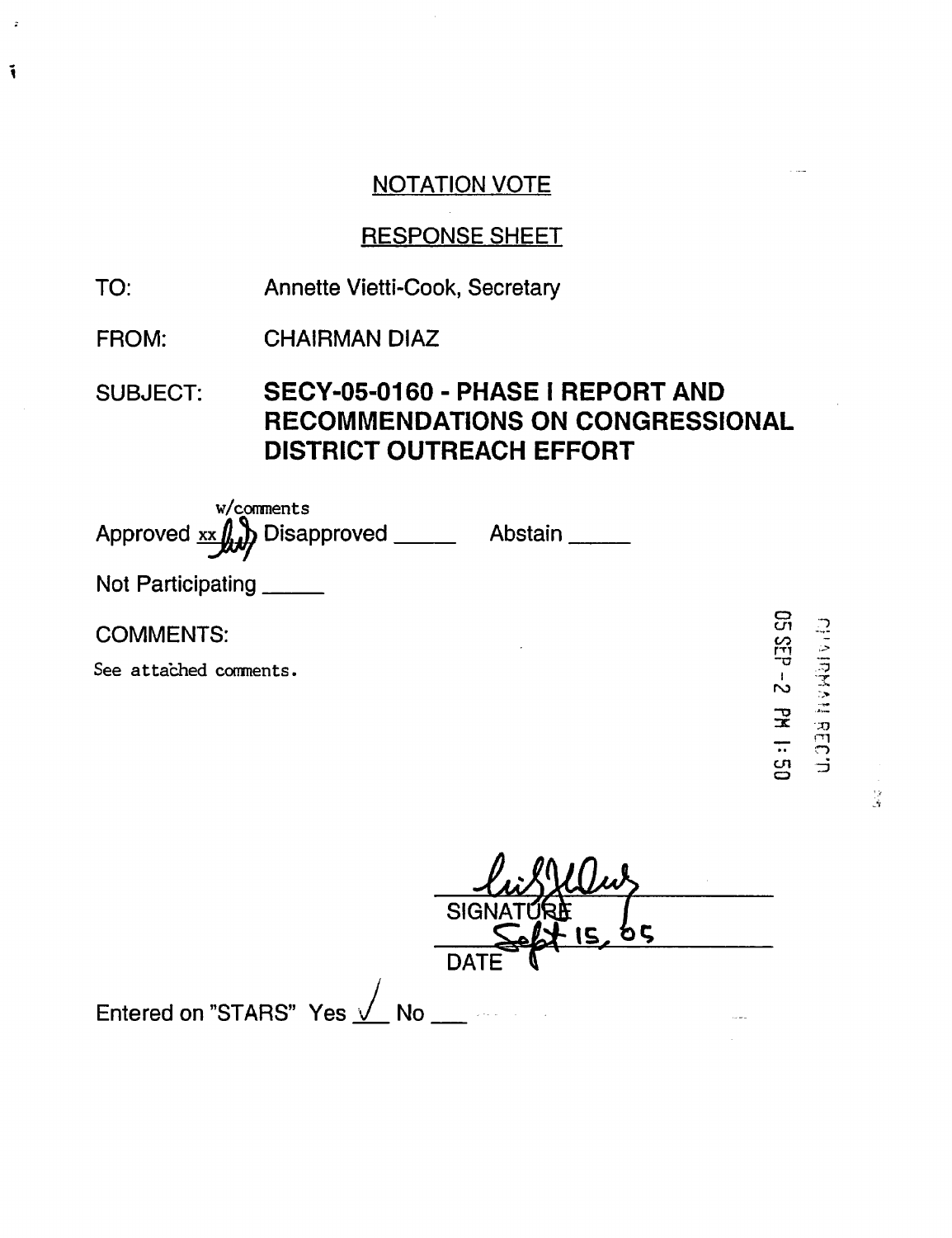## NOTATION VOTE

## RESPONSE SHEET

TO: Annette Vietti-Cook, Secretary

FROM: CHAIRMAN DIAZ

SUBJECT: **SECY-05-0160 - PHASE I REPORT AND RECOMMENDATIONS ON CONGRESSIONAL DISTRICT OUTREACH EFFORT**

Approved xx w/comments Disapproved _____ Abstain _____

Not Participating _____

COMMENTS:

See attached comments.

05 SEP -2 PM 1:50

CHAIRMAN REC'D

SIGNATURE

Sept 15, 05

DATE

Entered on "STARS" Yes ✓ No ___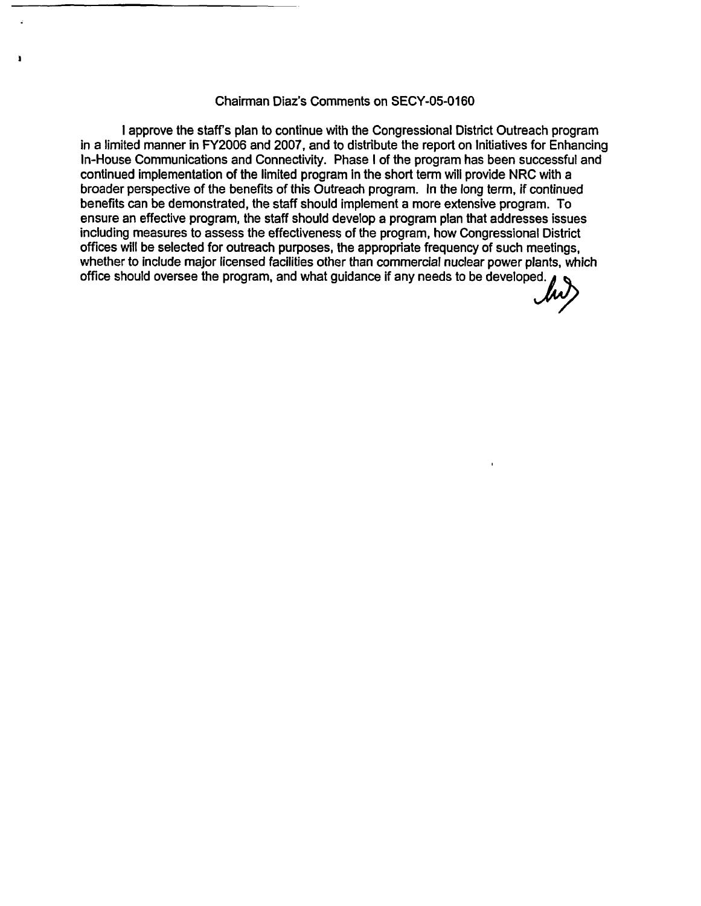# Chairman Diaz's Comments on SECY-05-0160

I approve the staff's plan to continue with the Congressional District Outreach program in a limited manner in FY2006 and 2007, and to distribute the report on Initiatives for Enhancing In-House Communications and Connectivity. Phase I of the program has been successful and continued implementation of the limited program in the short term will provide NRC with a broader perspective of the benefits of this Outreach program. In the long term, if continued benefits can be demonstrated, the staff should implement a more extensive program. To ensure an effective program, the staff should develop a program plan that addresses issues including measures to assess the effectiveness of the program, how Congressional District offices will be selected for outreach purposes, the appropriate frequency of such meetings, whether to include major licensed facilities other than commercial nuclear power plants, which office should oversee the program, and what guidance if any needs to be developed.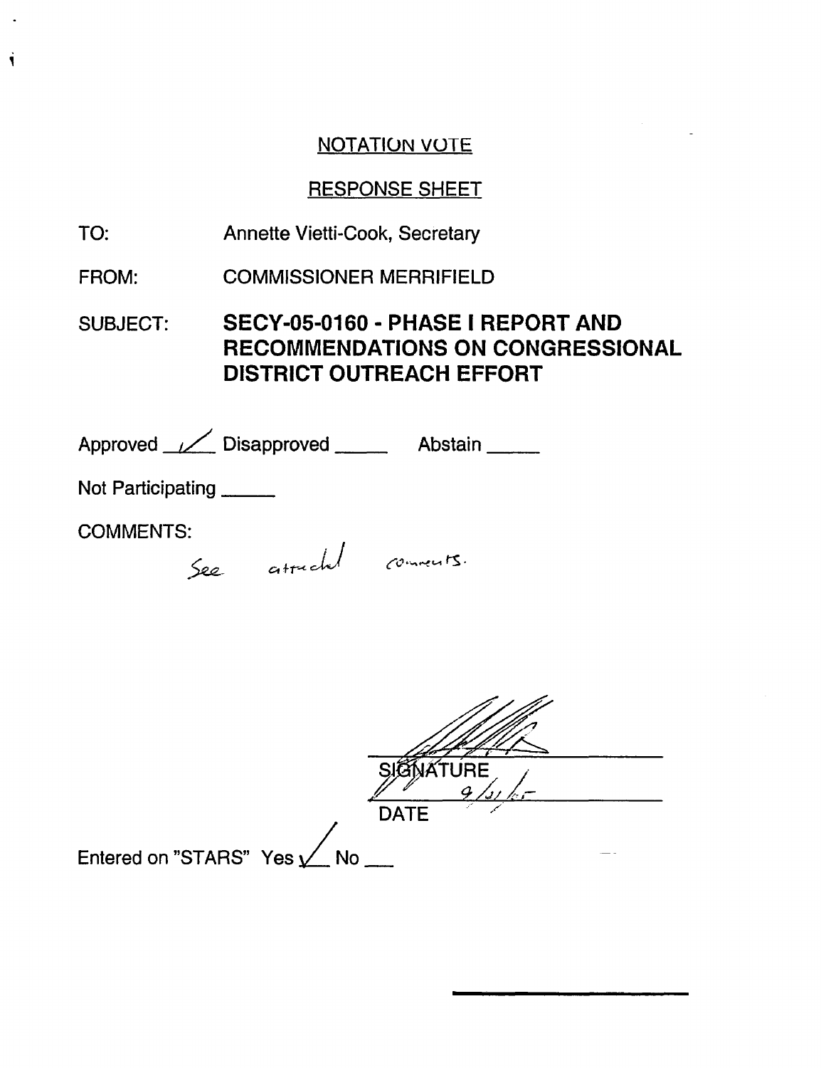## NOTATION VOTE

## RESPONSE SHEET

TO: Annette Vietti-Cook, Secretary

FROM: COMMISSIONER MERRIFIELD

SUBJECT: **SECY-05-0160 - PHASE I REPORT AND RECOMMENDATIONS ON CONGRESSIONAL DISTRICT OUTREACH EFFORT**

Approved ✓ Disapproved _____ Abstain _____

Not Participating _____

COMMENTS:

See attached comments.

SIGNATURE

9/21/05

DATE

Entered on "STARS" Yes ✓ No ___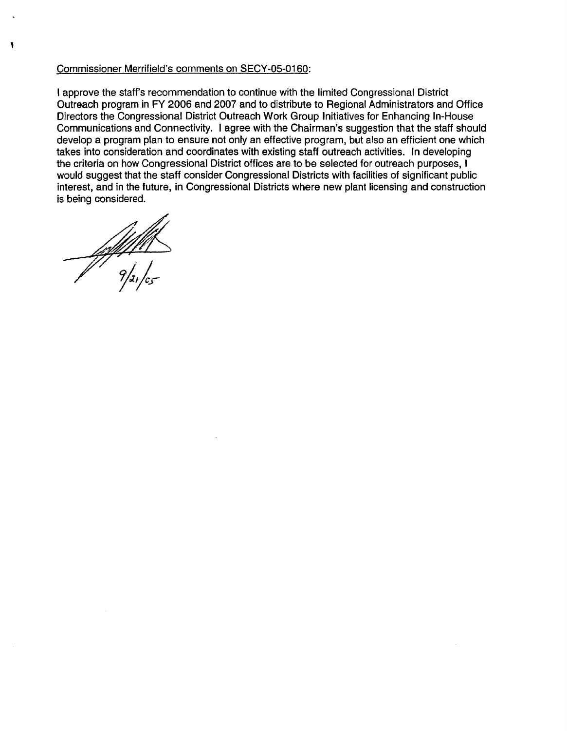Commissioner Merrifield's comments on SECY-05-0160:

I approve the staff's recommendation to continue with the limited Congressional District Outreach program in FY 2006 and 2007 and to distribute to Regional Administrators and Office Directors the Congressional District Outreach Work Group Initiatives for Enhancing In-House Communications and Connectivity. I agree with the Chairman's suggestion that the staff should develop a program plan to ensure not only an effective program, but also an efficient one which takes into consideration and coordinates with existing staff outreach activities. In developing the criteria on how Congressional District offices are to be selected for outreach purposes, I would suggest that the staff consider Congressional Districts with facilities of significant public interest, and in the future, in Congressional Districts where new plant licensing and construction is being considered.

9/21/05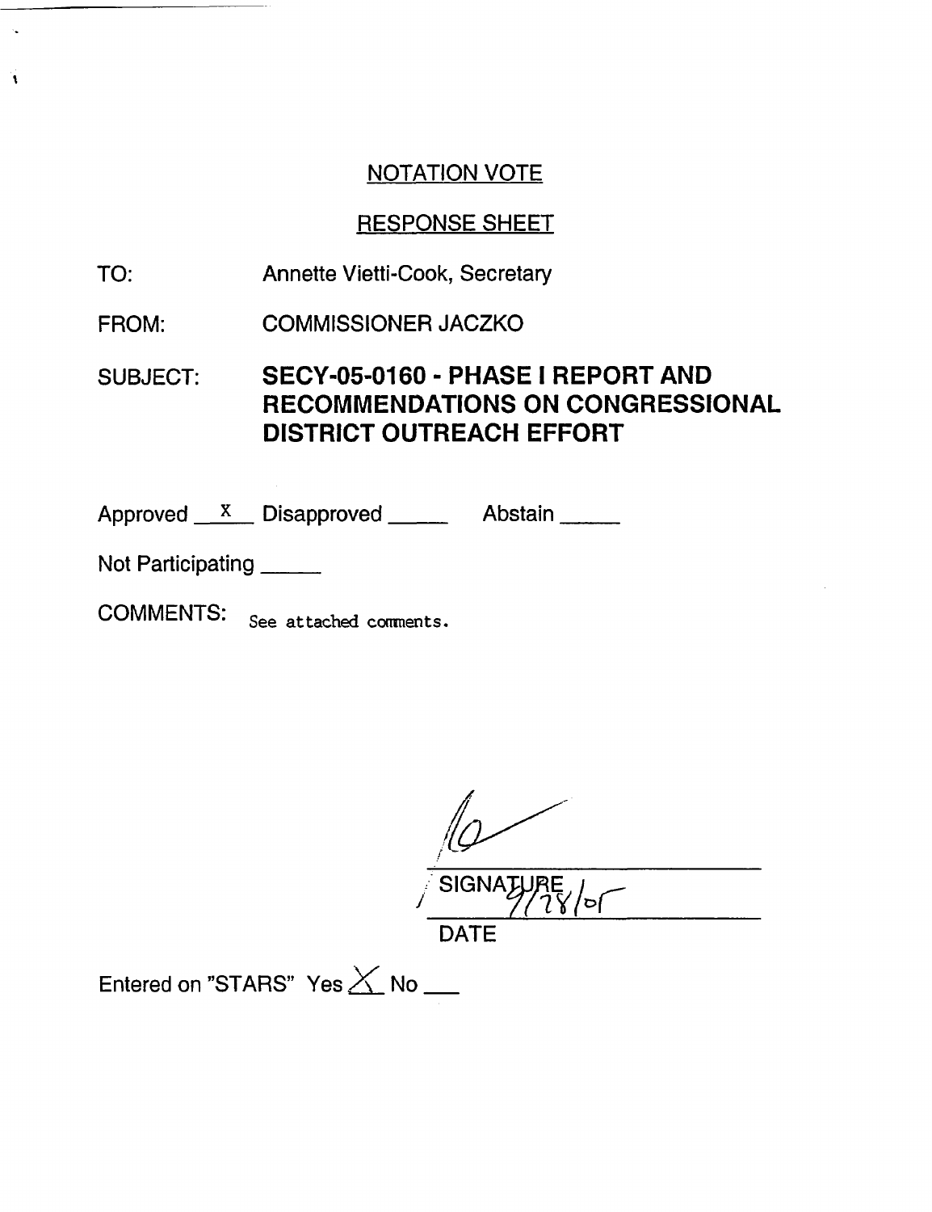## NOTATION VOTE

## RESPONSE SHEET

TO: Annette Vietti-Cook, Secretary

FROM: COMMISSIONER JACZKO

SUBJECT: **SECY-05-0160 - PHASE I REPORT AND RECOMMENDATIONS ON CONGRESSIONAL DISTRICT OUTREACH EFFORT**

Approved __X__ Disapproved _____ Abstain _____

Not Participating _____

COMMENTS: See attached comments.

SIGNATURE

9/28/05

DATE

Entered on "STARS" Yes X No ___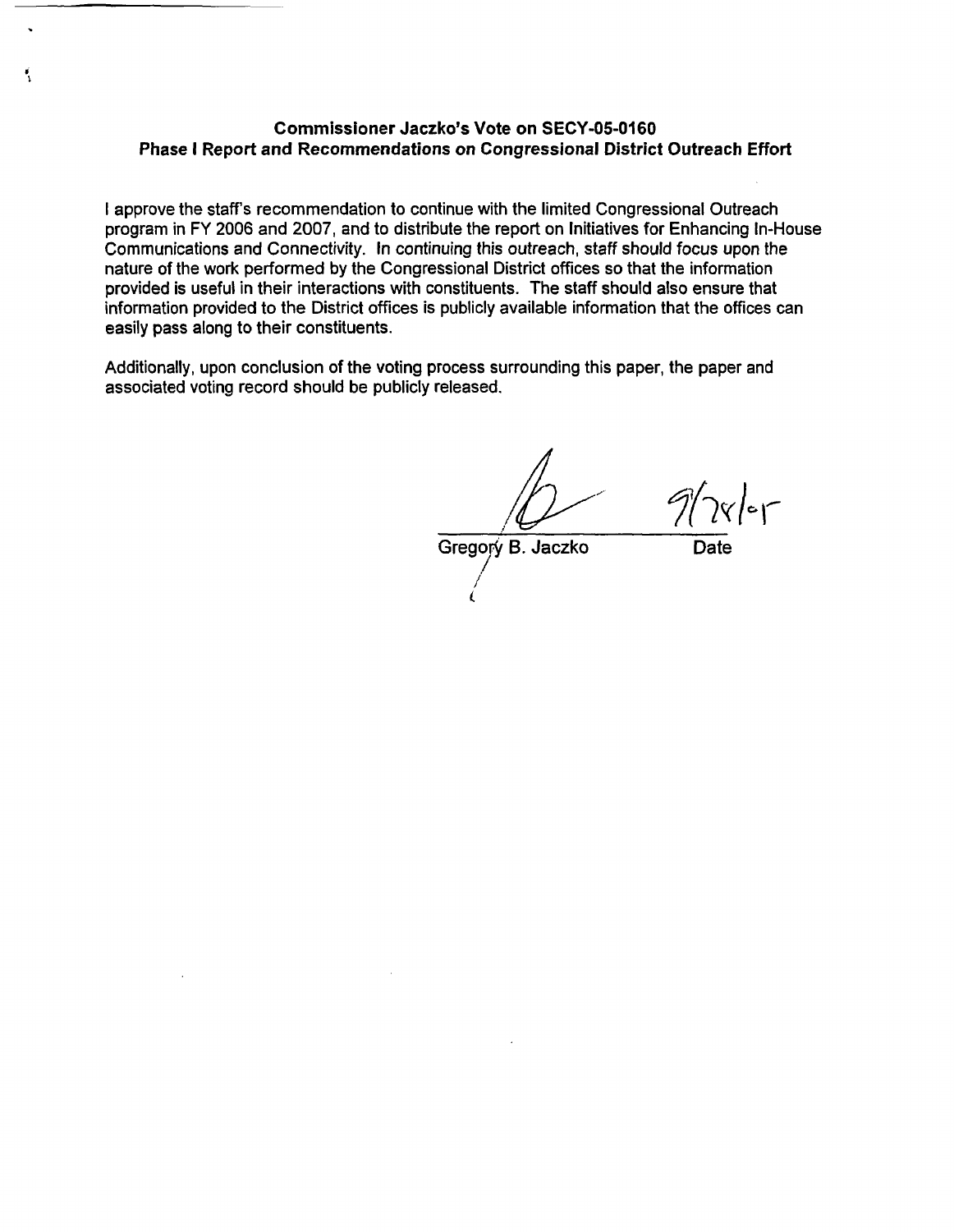**Commissioner Jaczko's Vote on SECY-05-0160**
**Phase I Report and Recommendations on Congressional District Outreach Effort**

I approve the staff's recommendation to continue with the limited Congressional Outreach program in FY 2006 and 2007, and to distribute the report on Initiatives for Enhancing In-House Communications and Connectivity. In continuing this outreach, staff should focus upon the nature of the work performed by the Congressional District offices so that the information provided is useful in their interactions with constituents. The staff should also ensure that information provided to the District offices is publicly available information that the offices can easily pass along to their constituents.

Additionally, upon conclusion of the voting process surrounding this paper, the paper and associated voting record should be publicly released.

Gregory B. Jaczko — 9/28/05

Date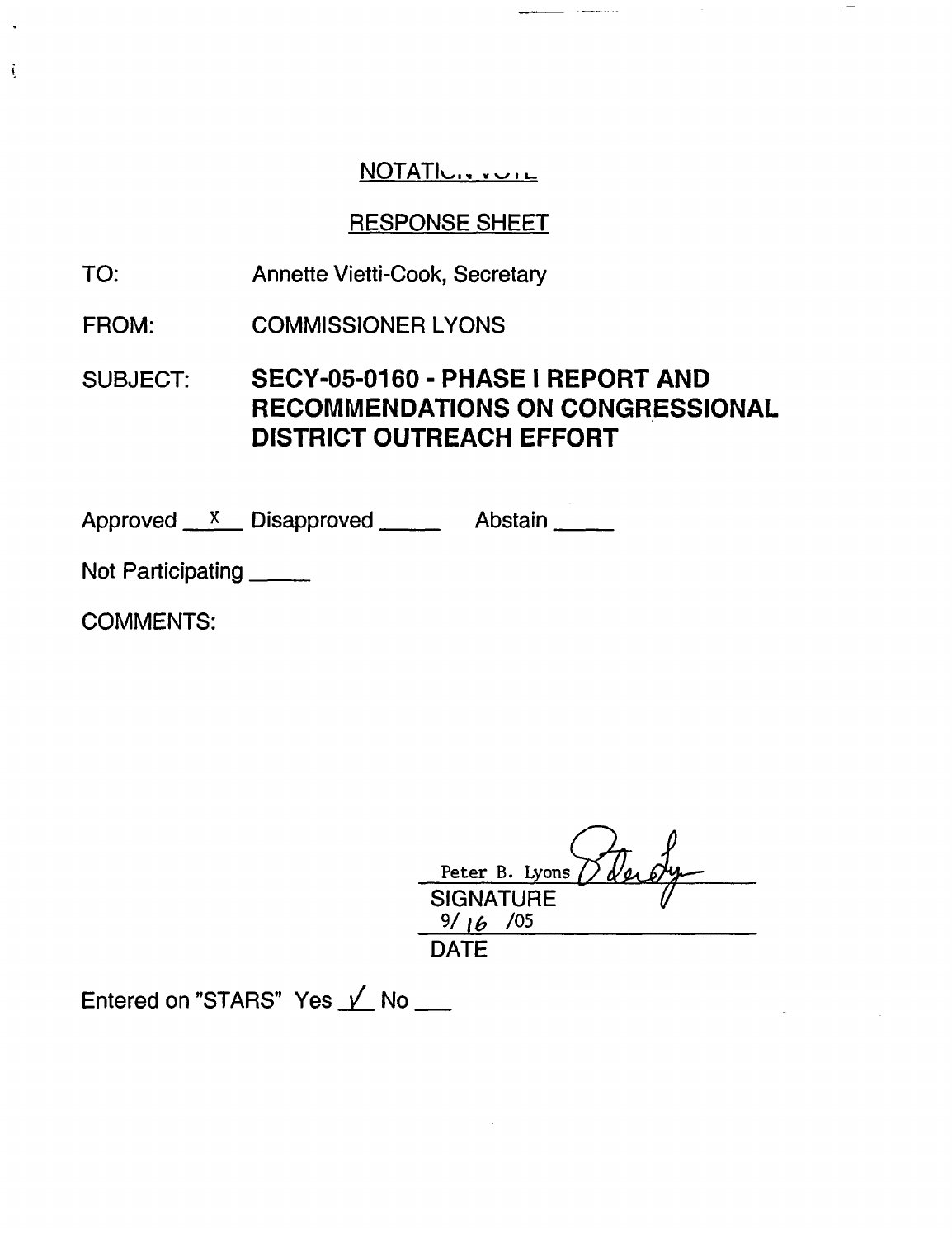NOTATION VOTE

RESPONSE SHEET

TO: Annette Vietti-Cook, Secretary

FROM: COMMISSIONER LYONS

SUBJECT: **SECY-05-0160 - PHASE I REPORT AND RECOMMENDATIONS ON CONGRESSIONAL DISTRICT OUTREACH EFFORT**

Approved X Disapproved _____ Abstain _____

Not Participating _____

COMMENTS:

Peter B. Lyons
SIGNATURE
9/16/05
DATE

Entered on "STARS" Yes ✓ No ___